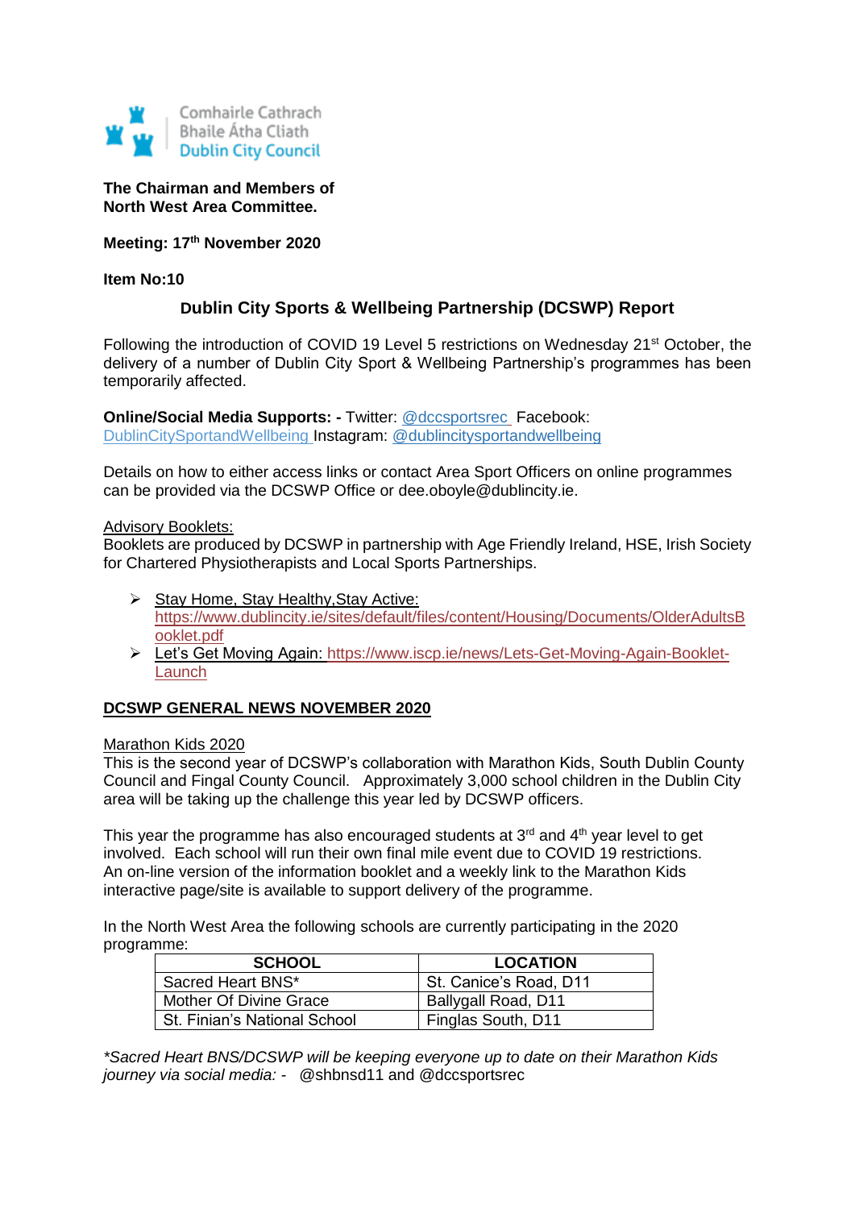Comhairle Cathrach
Bhaile Átha Cliath
Dublin City Council

**The Chairman and Members of**
**North West Area Committee.**

**Meeting: 17th November 2020**

**Item No:10**

## Dublin City Sports & Wellbeing Partnership (DCSWP) Report

Following the introduction of COVID 19 Level 5 restrictions on Wednesday 21st October, the delivery of a number of Dublin City Sport & Wellbeing Partnership's programmes has been temporarily affected.

**Online/Social Media Supports: -** Twitter: @dccsportsrec Facebook: DublinCitySportandWellbeing Instagram: @dublincitysportandwellbeing

Details on how to either access links or contact Area Sport Officers on online programmes can be provided via the DCSWP Office or dee.oboyle@dublincity.ie.

Advisory Booklets:
Booklets are produced by DCSWP in partnership with Age Friendly Ireland, HSE, Irish Society for Chartered Physiotherapists and Local Sports Partnerships.

- Stay Home, Stay Healthy,Stay Active: https://www.dublincity.ie/sites/default/files/content/Housing/Documents/OlderAdultsBooklet.pdf
- Let's Get Moving Again: https://www.iscp.ie/news/Lets-Get-Moving-Again-Booklet-Launch

### DCSWP GENERAL NEWS NOVEMBER 2020

Marathon Kids 2020
This is the second year of DCSWP's collaboration with Marathon Kids, South Dublin County Council and Fingal County Council. Approximately 3,000 school children in the Dublin City area will be taking up the challenge this year led by DCSWP officers.

This year the programme has also encouraged students at 3rd and 4th year level to get involved. Each school will run their own final mile event due to COVID 19 restrictions. An on-line version of the information booklet and a weekly link to the Marathon Kids interactive page/site is available to support delivery of the programme.

In the North West Area the following schools are currently participating in the 2020 programme:

| SCHOOL | LOCATION |
|---|---|
| Sacred Heart BNS* | St. Canice's Road, D11 |
| Mother Of Divine Grace | Ballygall Road, D11 |
| St. Finian's National School | Finglas South, D11 |

*\*Sacred Heart BNS/DCSWP will be keeping everyone up to date on their Marathon Kids journey via social media: -* @shbnsd11 and @dccsportsrec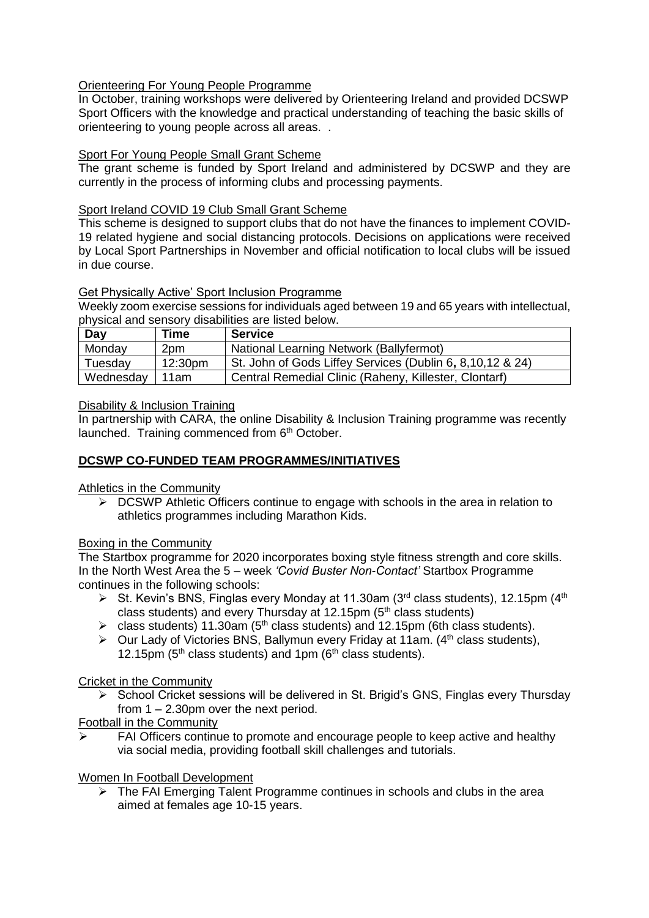Orienteering For Young People Programme

In October, training workshops were delivered by Orienteering Ireland and provided DCSWP Sport Officers with the knowledge and practical understanding of teaching the basic skills of orienteering to young people across all areas. .

Sport For Young People Small Grant Scheme

The grant scheme is funded by Sport Ireland and administered by DCSWP and they are currently in the process of informing clubs and processing payments.

Sport Ireland COVID 19 Club Small Grant Scheme

This scheme is designed to support clubs that do not have the finances to implement COVID-19 related hygiene and social distancing protocols. Decisions on applications were received by Local Sport Partnerships in November and official notification to local clubs will be issued in due course.

Get Physically Active' Sport Inclusion Programme

Weekly zoom exercise sessions for individuals aged between 19 and 65 years with intellectual, physical and sensory disabilities are listed below.

| Day | Time | Service |
|---|---|---|
| Monday | 2pm | National Learning Network (Ballyfermot) |
| Tuesday | 12:30pm | St. John of Gods Liffey Services (Dublin 6**,** 8,10,12 & 24) |
| Wednesday | 11am | Central Remedial Clinic (Raheny, Killester, Clontarf) |

Disability & Inclusion Training

In partnership with CARA, the online Disability & Inclusion Training programme was recently launched. Training commenced from 6th October.

**DCSWP CO-FUNDED TEAM PROGRAMMES/INITIATIVES**

Athletics in the Community

- DCSWP Athletic Officers continue to engage with schools in the area in relation to athletics programmes including Marathon Kids.

Boxing in the Community

The Startbox programme for 2020 incorporates boxing style fitness strength and core skills. In the North West Area the 5 – week *'Covid Buster Non-Contact'* Startbox Programme continues in the following schools:

- St. Kevin's BNS, Finglas every Monday at 11.30am (3rd class students), 12.15pm (4th class students) and every Thursday at 12.15pm (5th class students)
- class students) 11.30am (5th class students) and 12.15pm (6th class students).
- Our Lady of Victories BNS, Ballymun every Friday at 11am. (4th class students), 12.15pm (5th class students) and 1pm (6th class students).

Cricket in the Community

- School Cricket sessions will be delivered in St. Brigid's GNS, Finglas every Thursday from 1 – 2.30pm over the next period.

Football in the Community

- FAI Officers continue to promote and encourage people to keep active and healthy via social media, providing football skill challenges and tutorials.

Women In Football Development

- The FAI Emerging Talent Programme continues in schools and clubs in the area aimed at females age 10-15 years.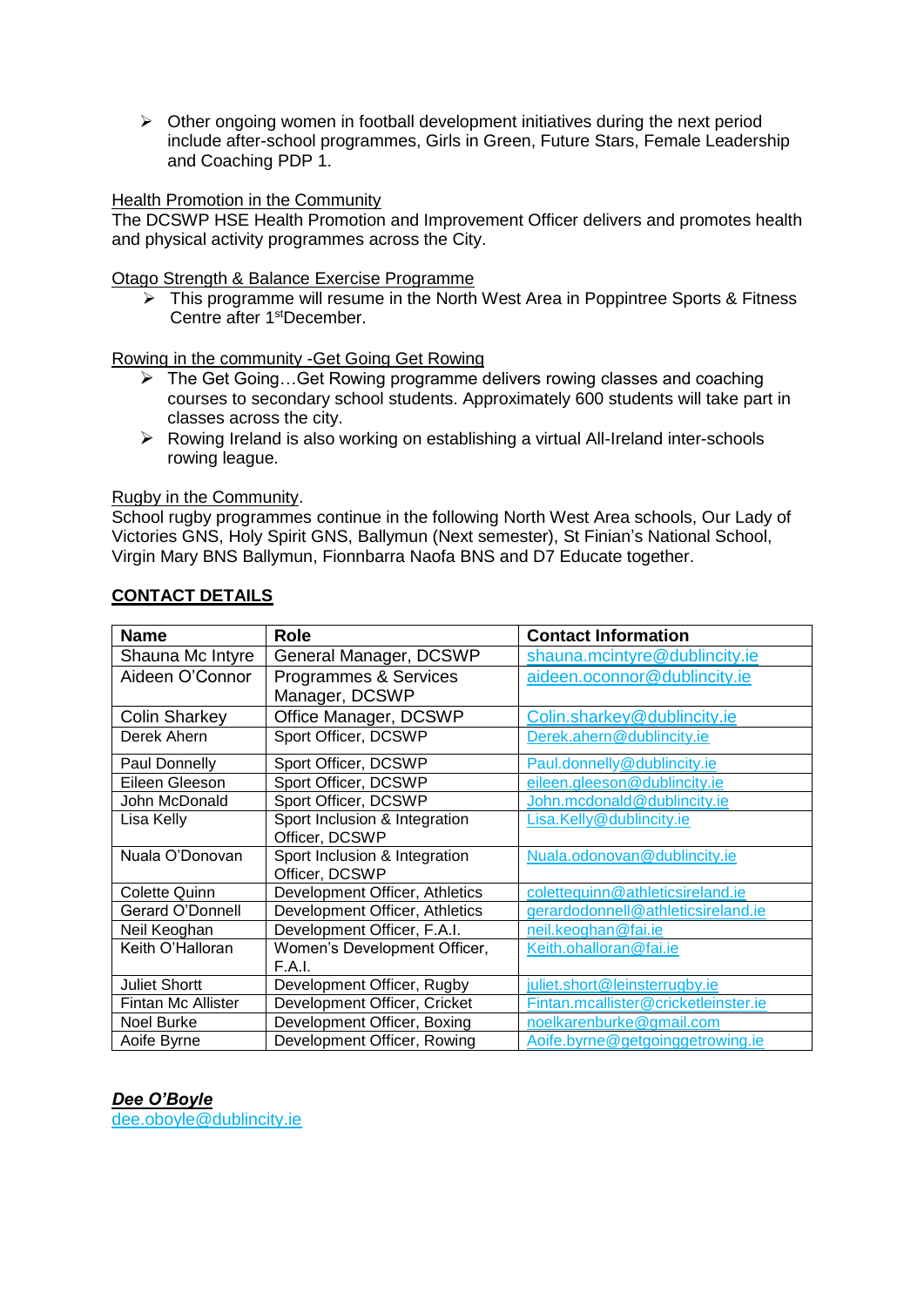- Other ongoing women in football development initiatives during the next period include after-school programmes, Girls in Green, Future Stars, Female Leadership and Coaching PDP 1.

Health Promotion in the Community
The DCSWP HSE Health Promotion and Improvement Officer delivers and promotes health and physical activity programmes across the City.

Otago Strength & Balance Exercise Programme

- This programme will resume in the North West Area in Poppintree Sports & Fitness Centre after 1st December.

Rowing in the community -Get Going Get Rowing

- The Get Going…Get Rowing programme delivers rowing classes and coaching courses to secondary school students. Approximately 600 students will take part in classes across the city.
- Rowing Ireland is also working on establishing a virtual All-Ireland inter-schools rowing league.

Rugby in the Community.
School rugby programmes continue in the following North West Area schools, Our Lady of Victories GNS, Holy Spirit GNS, Ballymun (Next semester), St Finian's National School, Virgin Mary BNS Ballymun, Fionnbarra Naofa BNS and D7 Educate together.

## CONTACT DETAILS

| Name | Role | Contact Information |
|---|---|---|
| Shauna Mc Intyre | General Manager, DCSWP | shauna.mcintyre@dublincity.ie |
| Aideen O'Connor | Programmes & Services Manager, DCSWP | aideen.oconnor@dublincity.ie |
| Colin Sharkey | Office Manager, DCSWP | Colin.sharkey@dublincity.ie |
| Derek Ahern | Sport Officer, DCSWP | Derek.ahern@dublincity.ie |
| Paul Donnelly | Sport Officer, DCSWP | Paul.donnelly@dublincity.ie |
| Eileen Gleeson | Sport Officer, DCSWP | eileen.gleeson@dublincity.ie |
| John McDonald | Sport Officer, DCSWP | John.mcdonald@dublincity.ie |
| Lisa Kelly | Sport Inclusion & Integration Officer, DCSWP | Lisa.Kelly@dublincity.ie |
| Nuala O'Donovan | Sport Inclusion & Integration Officer, DCSWP | Nuala.odonovan@dublincity.ie |
| Colette Quinn | Development Officer, Athletics | colettequinn@athleticsireland.ie |
| Gerard O'Donnell | Development Officer, Athletics | gerardodonnell@athleticsireland.ie |
| Neil Keoghan | Development Officer, F.A.I. | neil.keoghan@fai.ie |
| Keith O'Halloran | Women's Development Officer, F.A.I. | Keith.ohalloran@fai.ie |
| Juliet Shortt | Development Officer, Rugby | juliet.short@leinsterrugby.ie |
| Fintan Mc Allister | Development Officer, Cricket | Fintan.mcallister@cricketleinster.ie |
| Noel Burke | Development Officer, Boxing | noelkarenburke@gmail.com |
| Aoife Byrne | Development Officer, Rowing | Aoife.byrne@getgoinggetrowing.ie |

***Dee O'Boyle***
dee.oboyle@dublincity.ie